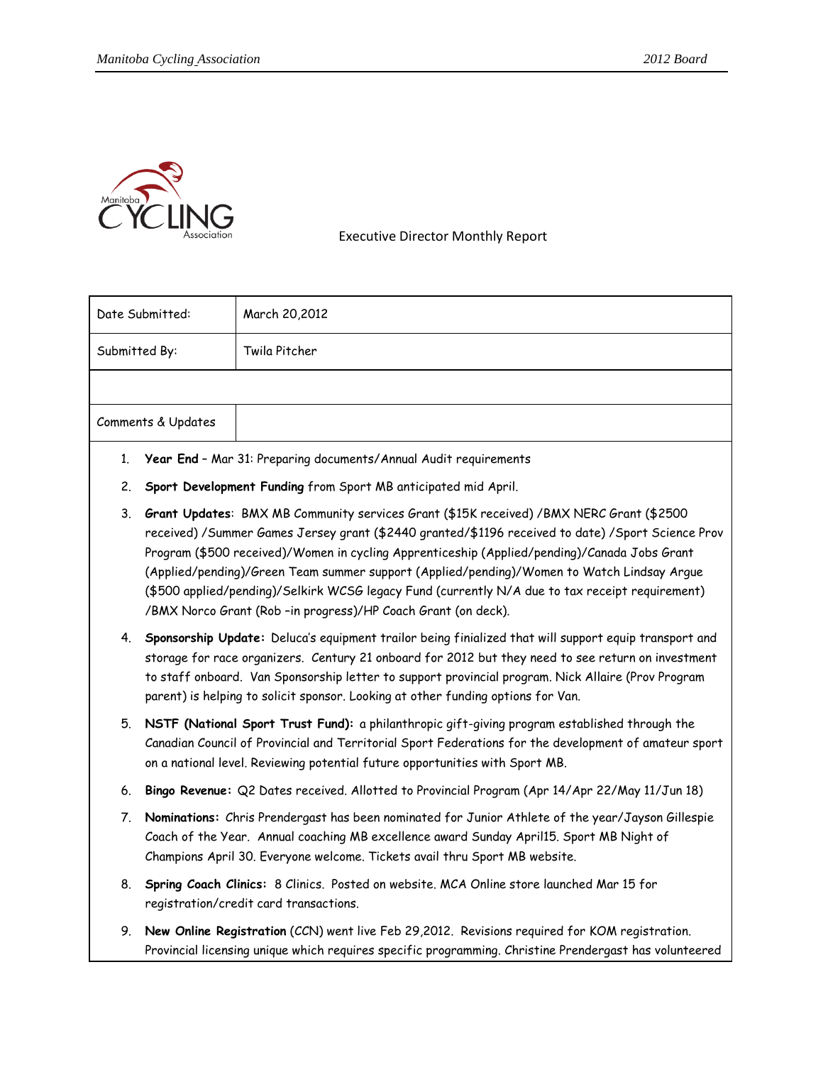Executive Director Monthly Report

| Date Submitted: | March 20,2012 |
|---|---|
| Submitted By: | Twila Pitcher |
| | |
| Comments & Updates | |

1. **Year End** – Mar 31: Preparing documents/Annual Audit requirements
2. **Sport Development Funding** from Sport MB anticipated mid April.
3. **Grant Updates**: BMX MB Community services Grant ($15K received) /BMX NERC Grant ($2500 received) /Summer Games Jersey grant ($2440 granted/$1196 received to date) /Sport Science Prov Program ($500 received)/Women in cycling Apprenticeship (Applied/pending)/Canada Jobs Grant (Applied/pending)/Green Team summer support (Applied/pending)/Women to Watch Lindsay Argue ($500 applied/pending)/Selkirk WCSG legacy Fund (currently N/A due to tax receipt requirement) /BMX Norco Grant (Rob –in progress)/HP Coach Grant (on deck).
4. **Sponsorship Update:** Deluca's equipment trailor being finialized that will support equip transport and storage for race organizers. Century 21 onboard for 2012 but they need to see return on investment to staff onboard. Van Sponsorship letter to support provincial program. Nick Allaire (Prov Program parent) is helping to solicit sponsor. Looking at other funding options for Van.
5. **NSTF (National Sport Trust Fund):** a philanthropic gift-giving program established through the Canadian Council of Provincial and Territorial Sport Federations for the development of amateur sport on a national level. Reviewing potential future opportunities with Sport MB.
6. **Bingo Revenue:** Q2 Dates received. Allotted to Provincial Program (Apr 14/Apr 22/May 11/Jun 18)
7. **Nominations:** Chris Prendergast has been nominated for Junior Athlete of the year/Jayson Gillespie Coach of the Year. Annual coaching MB excellence award Sunday April15. Sport MB Night of Champions April 30. Everyone welcome. Tickets avail thru Sport MB website.
8. **Spring Coach Clinics:** 8 Clinics. Posted on website. MCA Online store launched Mar 15 for registration/credit card transactions.
9. **New Online Registration** (CCN) went live Feb 29,2012. Revisions required for KOM registration. Provincial licensing unique which requires specific programming. Christine Prendergast has volunteered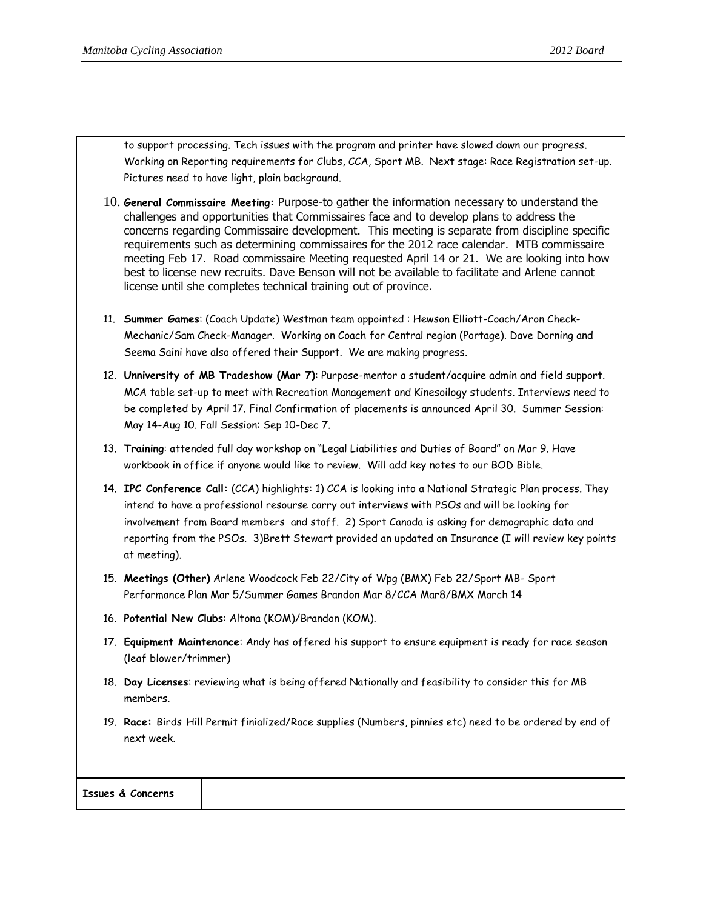to support processing. Tech issues with the program and printer have slowed down our progress. Working on Reporting requirements for Clubs, CCA, Sport MB. Next stage: Race Registration set-up. Pictures need to have light, plain background.

10. **General Commissaire Meeting:** Purpose-to gather the information necessary to understand the challenges and opportunities that Commissaires face and to develop plans to address the concerns regarding Commissaire development. This meeting is separate from discipline specific requirements such as determining commissaires for the 2012 race calendar. MTB commissaire meeting Feb 17. Road commissaire Meeting requested April 14 or 21. We are looking into how best to license new recruits. Dave Benson will not be available to facilitate and Arlene cannot license until she completes technical training out of province.

11. **Summer Games**: (Coach Update) Westman team appointed : Hewson Elliott-Coach/Aron Check-Mechanic/Sam Check-Manager. Working on Coach for Central region (Portage). Dave Dorning and Seema Saini have also offered their Support. We are making progress.

12. **Unniversity of MB Tradeshow (Mar 7)**: Purpose-mentor a student/acquire admin and field support. MCA table set-up to meet with Recreation Management and Kinesoilogy students. Interviews need to be completed by April 17. Final Confirmation of placements is announced April 30. Summer Session: May 14-Aug 10. Fall Session: Sep 10-Dec 7.

13. **Training**: attended full day workshop on "Legal Liabilities and Duties of Board" on Mar 9. Have workbook in office if anyone would like to review. Will add key notes to our BOD Bible.

14. **IPC Conference Call:** (CCA) highlights: 1) CCA is looking into a National Strategic Plan process. They intend to have a professional resourse carry out interviews with PSOs and will be looking for involvement from Board members and staff. 2) Sport Canada is asking for demographic data and reporting from the PSOs. 3)Brett Stewart provided an updated on Insurance (I will review key points at meeting).

15. **Meetings (Other)** Arlene Woodcock Feb 22/City of Wpg (BMX) Feb 22/Sport MB- Sport Performance Plan Mar 5/Summer Games Brandon Mar 8/CCA Mar8/BMX March 14

16. **Potential New Clubs**: Altona (KOM)/Brandon (KOM).

17. **Equipment Maintenance**: Andy has offered his support to ensure equipment is ready for race season (leaf blower/trimmer)

18. **Day Licenses**: reviewing what is being offered Nationally and feasibility to consider this for MB members.

19. **Race:** Birds Hill Permit finialized/Race supplies (Numbers, pinnies etc) need to be ordered by end of next week.

| **Issues & Concerns** | |
|---|---|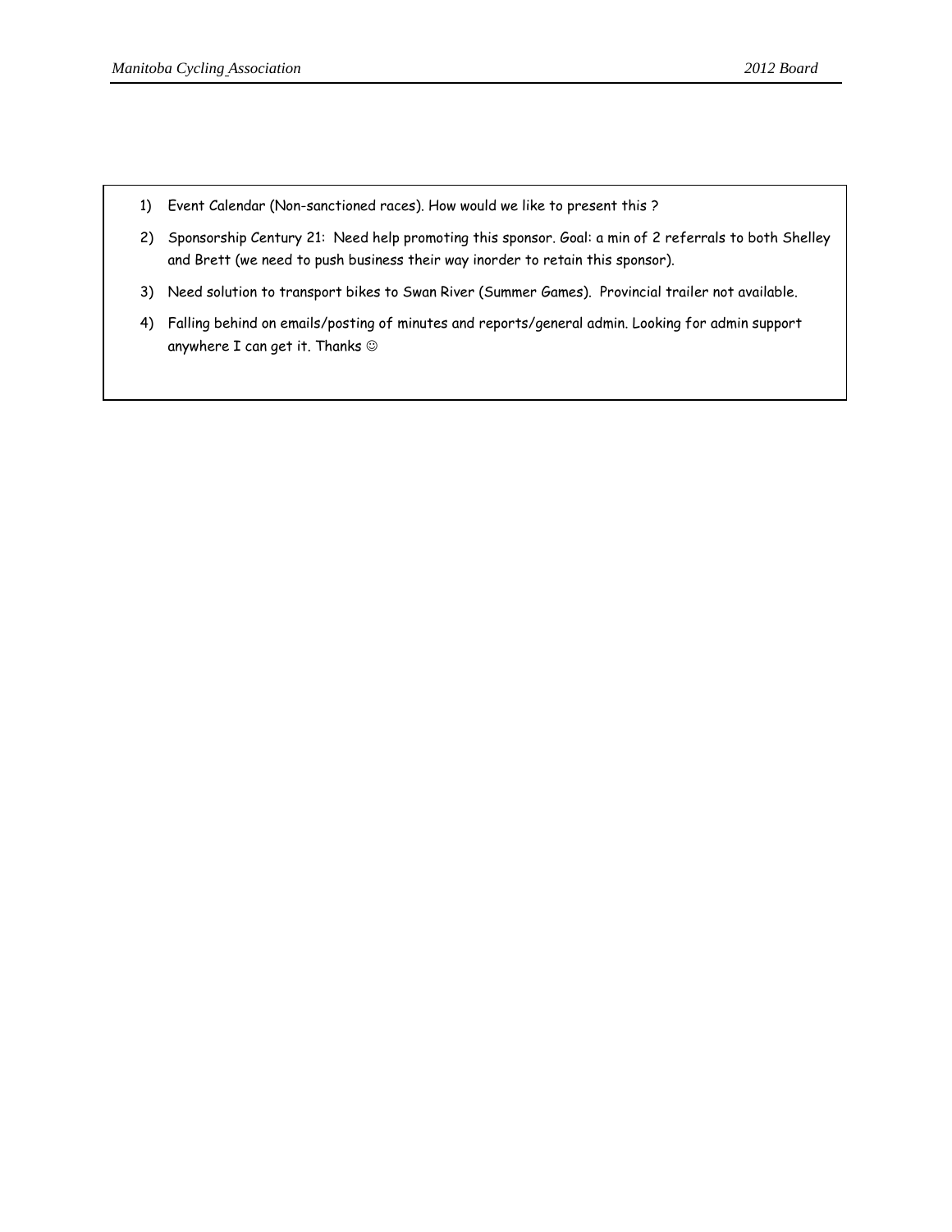1) Event Calendar (Non-sanctioned races). How would we like to present this ?
2) Sponsorship Century 21: Need help promoting this sponsor. Goal: a min of 2 referrals to both Shelley and Brett (we need to push business their way inorder to retain this sponsor).
3) Need solution to transport bikes to Swan River (Summer Games). Provincial trailer not available.
4) Falling behind on emails/posting of minutes and reports/general admin. Looking for admin support anywhere I can get it. Thanks ☺